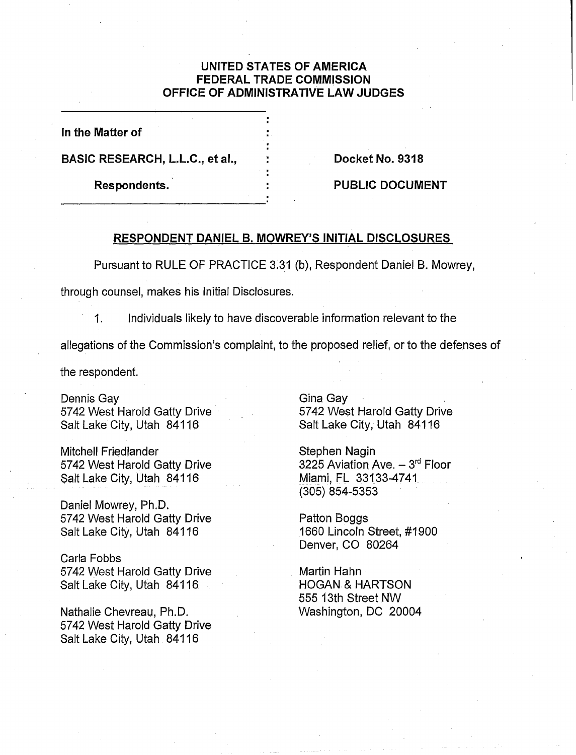**UNITED STATES OF AMERICA**
**FEDERAL TRADE COMMISSION**
**OFFICE OF ADMINISTRATIVE LAW JUDGES**

| | |
|---|---|
| **In the Matter of** | |
| **BASIC RESEARCH, L.L.C., et al.,** | **Docket No. 9318** |
| **Respondents.** | **PUBLIC DOCUMENT** |

## RESPONDENT DANIEL B. MOWREY'S INITIAL DISCLOSURES

Pursuant to RULE OF PRACTICE 3.31 (b), Respondent Daniel B. Mowrey, through counsel, makes his Initial Disclosures.

1. Individuals likely to have discoverable information relevant to the allegations of the Commission's complaint, to the proposed relief, or to the defenses of the respondent.

Dennis Gay
5742 West Harold Gatty Drive
Salt Lake City, Utah 84116

Mitchell Friedlander
5742 West Harold Gatty Drive
Salt Lake City, Utah 84116

Daniel Mowrey, Ph.D.
5742 West Harold Gatty Drive
Salt Lake City, Utah 84116

Carla Fobbs
5742 West Harold Gatty Drive
Salt Lake City, Utah 84116

Nathalie Chevreau, Ph.D.
5742 West Harold Gatty Drive
Salt Lake City, Utah 84116

Gina Gay
5742 West Harold Gatty Drive
Salt Lake City, Utah 84116

Stephen Nagin
3225 Aviation Ave. – 3rd Floor
Miami, FL 33133-4741
(305) 854-5353

Patton Boggs
1660 Lincoln Street, #1900
Denver, CO 80264

Martin Hahn
HOGAN & HARTSON
555 13th Street NW
Washington, DC 20004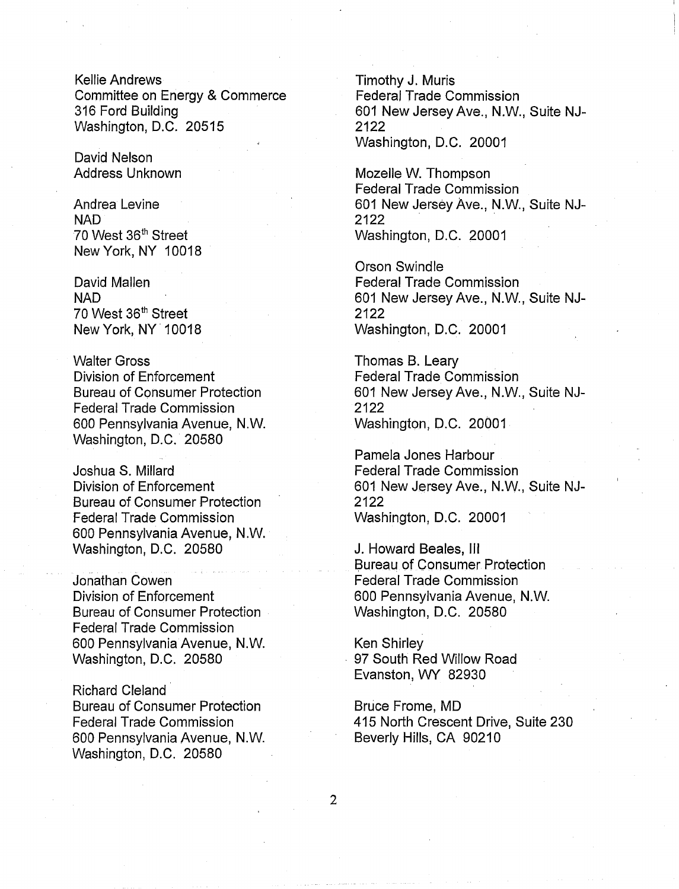Kellie Andrews
Committee on Energy & Commerce
316 Ford Building
Washington, D.C. 20515

David Nelson
Address Unknown

Andrea Levine
NAD
70 West 36th Street
New York, NY 10018

David Mallen
NAD
70 West 36th Street
New York, NY 10018

Walter Gross
Division of Enforcement
Bureau of Consumer Protection
Federal Trade Commission
600 Pennsylvania Avenue, N.W.
Washington, D.C. 20580

Joshua S. Millard
Division of Enforcement
Bureau of Consumer Protection
Federal Trade Commission
600 Pennsylvania Avenue, N.W.
Washington, D.C. 20580

Jonathan Cowen
Division of Enforcement
Bureau of Consumer Protection
Federal Trade Commission
600 Pennsylvania Avenue, N.W.
Washington, D.C. 20580

Richard Cleland
Bureau of Consumer Protection
Federal Trade Commission
600 Pennsylvania Avenue, N.W.
Washington, D.C. 20580

Timothy J. Muris
Federal Trade Commission
601 New Jersey Ave., N.W., Suite NJ-2122
Washington, D.C. 20001

Mozelle W. Thompson
Federal Trade Commission
601 New Jersey Ave., N.W., Suite NJ-2122
Washington, D.C. 20001

Orson Swindle
Federal Trade Commission
601 New Jersey Ave., N.W., Suite NJ-2122
Washington, D.C. 20001

Thomas B. Leary
Federal Trade Commission
601 New Jersey Ave., N.W., Suite NJ-2122
Washington, D.C. 20001

Pamela Jones Harbour
Federal Trade Commission
601 New Jersey Ave., N.W., Suite NJ-2122
Washington, D.C. 20001

J. Howard Beales, III
Bureau of Consumer Protection
Federal Trade Commission
600 Pennsylvania Avenue, N.W.
Washington, D.C. 20580

Ken Shirley
97 South Red Willow Road
Evanston, WY 82930

Bruce Frome, MD
415 North Crescent Drive, Suite 230
Beverly Hills, CA 90210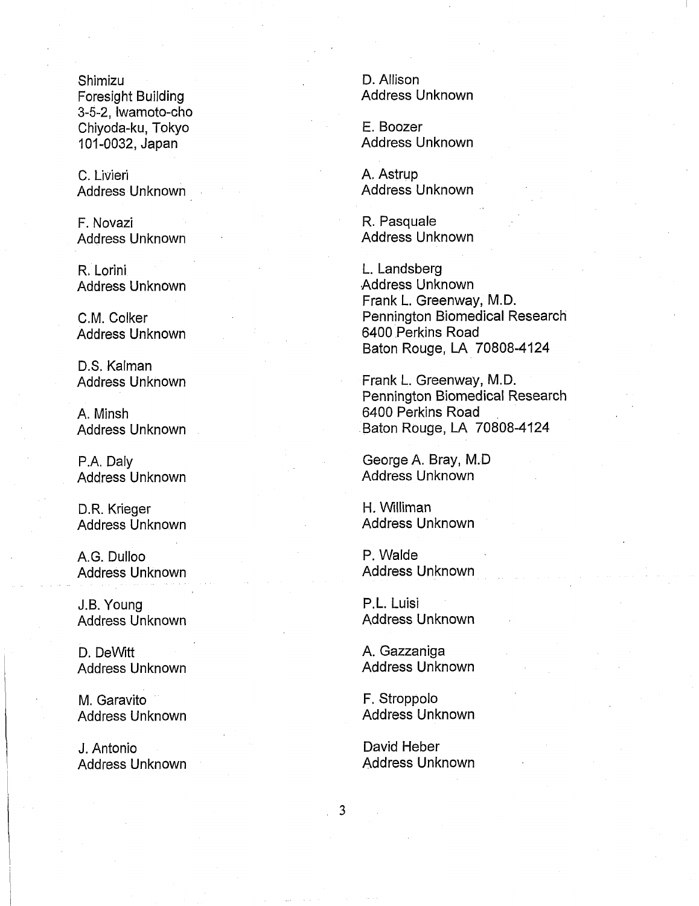Shimizu
Foresight Building
3-5-2, Iwamoto-cho
Chiyoda-ku, Tokyo
101-0032, Japan

C. Livieri
Address Unknown

F. Novazi
Address Unknown

R. Lorini
Address Unknown

C.M. Colker
Address Unknown

D.S. Kalman
Address Unknown

A. Minsh
Address Unknown

P.A. Daly
Address Unknown

D.R. Krieger
Address Unknown

A.G. Dulloo
Address Unknown

J.B. Young
Address Unknown

D. DeWitt
Address Unknown

M. Garavito
Address Unknown

J. Antonio
Address Unknown

D. Allison
Address Unknown

E. Boozer
Address Unknown

A. Astrup
Address Unknown

R. Pasquale
Address Unknown

L. Landsberg
Address Unknown
Frank L. Greenway, M.D.
Pennington Biomedical Research
6400 Perkins Road
Baton Rouge, LA 70808-4124

Frank L. Greenway, M.D.
Pennington Biomedical Research
6400 Perkins Road
Baton Rouge, LA 70808-4124

George A. Bray, M.D
Address Unknown

H. Williman
Address Unknown

P. Walde
Address Unknown

P.L. Luisi
Address Unknown

A. Gazzaniga
Address Unknown

F. Stroppolo
Address Unknown

David Heber
Address Unknown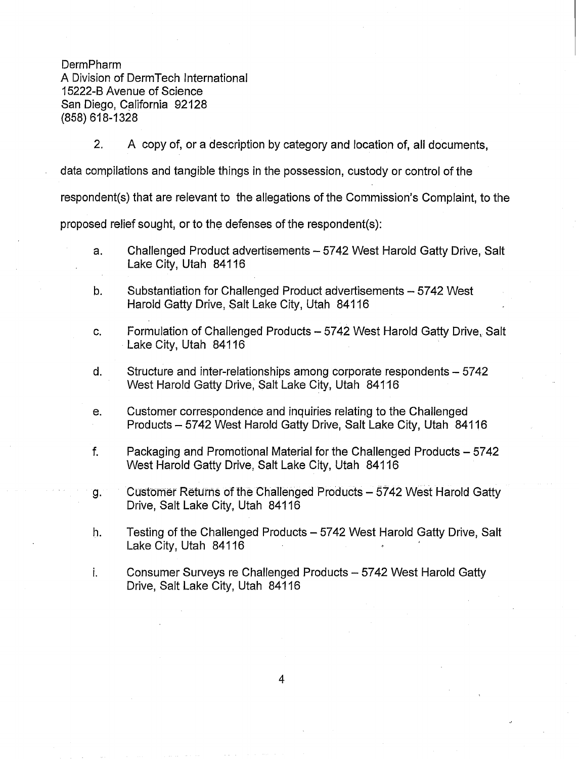DermPharm
A Division of DermTech International
15222-B Avenue of Science
San Diego, California 92128
(858) 618-1328

2. A copy of, or a description by category and location of, all documents, data compilations and tangible things in the possession, custody or control of the respondent(s) that are relevant to the allegations of the Commission's Complaint, to the proposed relief sought, or to the defenses of the respondent(s):

a. Challenged Product advertisements – 5742 West Harold Gatty Drive, Salt Lake City, Utah 84116

b. Substantiation for Challenged Product advertisements – 5742 West Harold Gatty Drive, Salt Lake City, Utah 84116

c. Formulation of Challenged Products – 5742 West Harold Gatty Drive, Salt Lake City, Utah 84116

d. Structure and inter-relationships among corporate respondents – 5742 West Harold Gatty Drive, Salt Lake City, Utah 84116

e. Customer correspondence and inquiries relating to the Challenged Products – 5742 West Harold Gatty Drive, Salt Lake City, Utah 84116

f. Packaging and Promotional Material for the Challenged Products – 5742 West Harold Gatty Drive, Salt Lake City, Utah 84116

g. Customer Returns of the Challenged Products – 5742 West Harold Gatty Drive, Salt Lake City, Utah 84116

h. Testing of the Challenged Products – 5742 West Harold Gatty Drive, Salt Lake City, Utah 84116

i. Consumer Surveys re Challenged Products – 5742 West Harold Gatty Drive, Salt Lake City, Utah 84116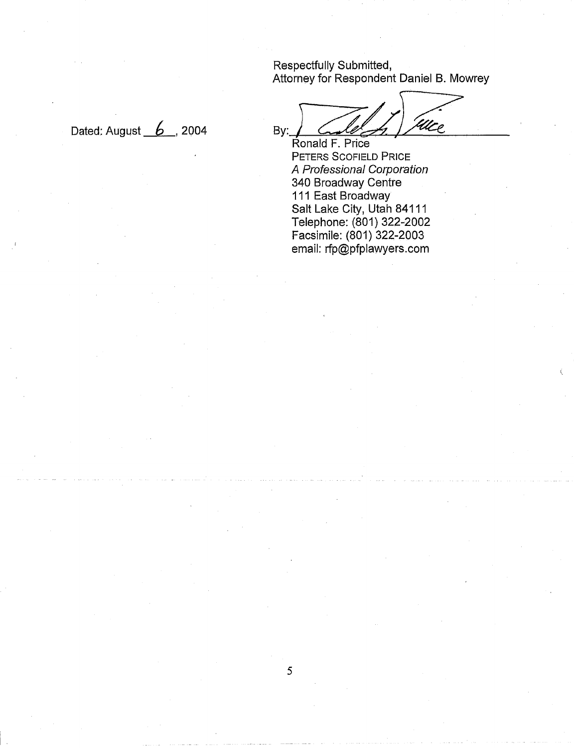Respectfully Submitted,
Attorney for Respondent Daniel B. Mowrey

Dated: August 6, 2004

By: ______________________

Ronald F. Price
PETERS SCOFIELD PRICE
*A Professional Corporation*
340 Broadway Centre
111 East Broadway
Salt Lake City, Utah 84111
Telephone: (801) 322-2002
Facsimile: (801) 322-2003
email: rfp@pfplawyers.com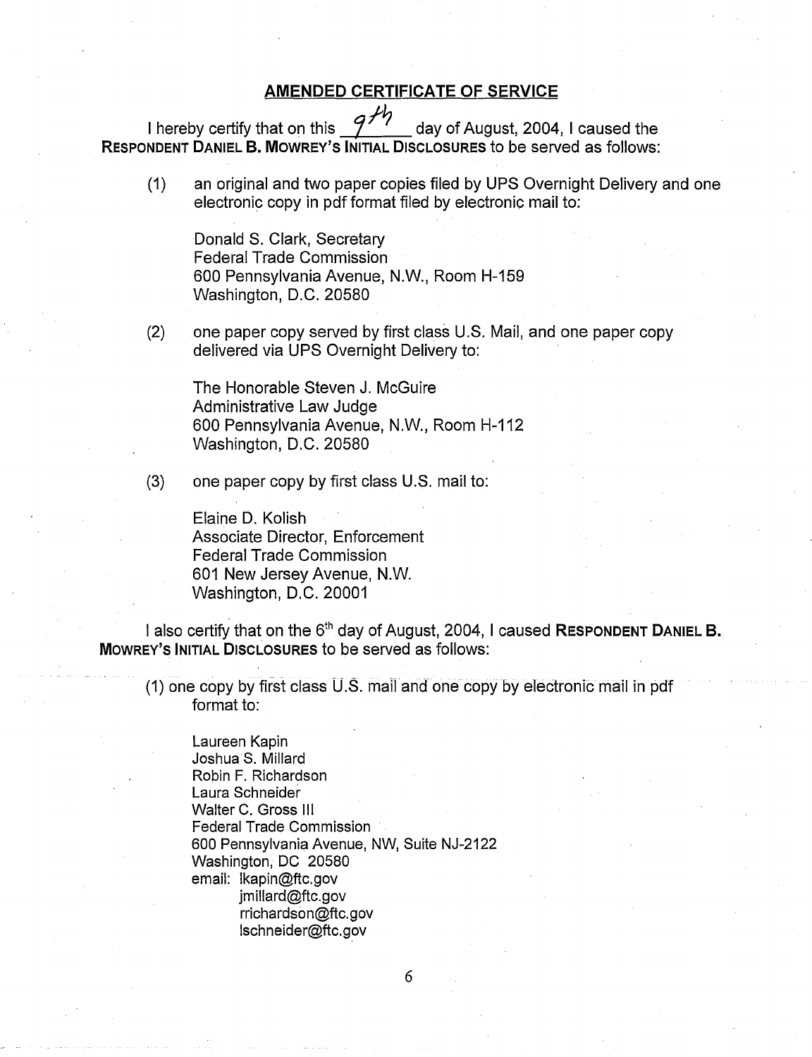## AMENDED CERTIFICATE OF SERVICE

I hereby certify that on this 9th day of August, 2004, I caused the **RESPONDENT DANIEL B. MOWREY'S INITIAL DISCLOSURES** to be served as follows:

(1) an original and two paper copies filed by UPS Overnight Delivery and one electronic copy in pdf format filed by electronic mail to:

Donald S. Clark, Secretary
Federal Trade Commission
600 Pennsylvania Avenue, N.W., Room H-159
Washington, D.C. 20580

(2) one paper copy served by first class U.S. Mail, and one paper copy delivered via UPS Overnight Delivery to:

The Honorable Steven J. McGuire
Administrative Law Judge
600 Pennsylvania Avenue, N.W., Room H-112
Washington, D.C. 20580

(3) one paper copy by first class U.S. mail to:

Elaine D. Kolish
Associate Director, Enforcement
Federal Trade Commission
601 New Jersey Avenue, N.W.
Washington, D.C. 20001

I also certify that on the 6th day of August, 2004, I caused **RESPONDENT DANIEL B. MOWREY'S INITIAL DISCLOSURES** to be served as follows:

(1) one copy by first class U.S. mail and one copy by electronic mail in pdf format to:

Laureen Kapin
Joshua S. Millard
Robin F. Richardson
Laura Schneider
Walter C. Gross III
Federal Trade Commission
600 Pennsylvania Avenue, NW, Suite NJ-2122
Washington, DC 20580
email: lkapin@ftc.gov
jmillard@ftc.gov
rrichardson@ftc.gov
lschneider@ftc.gov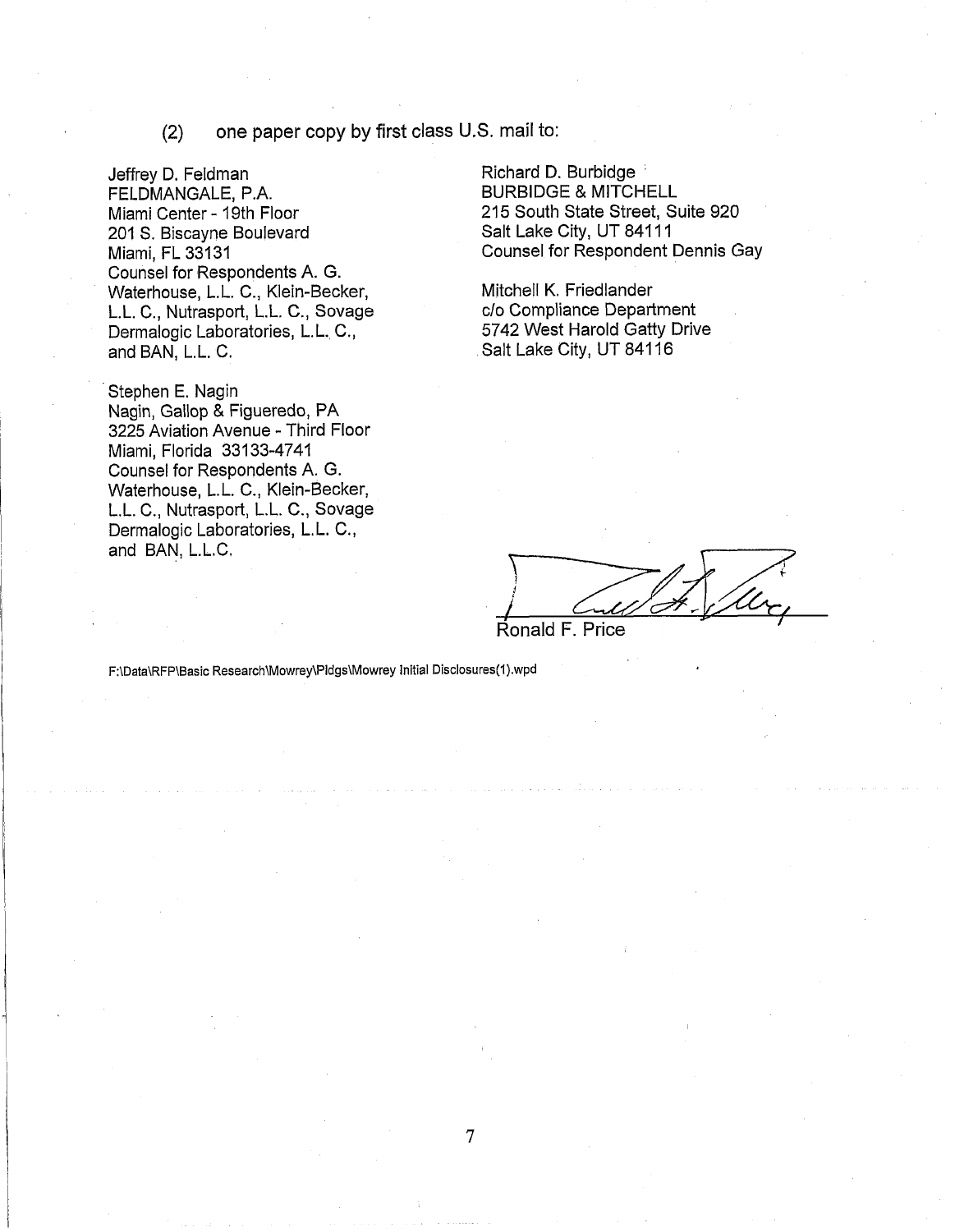(2) one paper copy by first class U.S. mail to:

Jeffrey D. Feldman
FELDMANGALE, P.A.
Miami Center - 19th Floor
201 S. Biscayne Boulevard
Miami, FL 33131
Counsel for Respondents A. G. Waterhouse, L.L. C., Klein-Becker, L.L. C., Nutrasport, L.L. C., Sovage Dermalogic Laboratories, L.L. C., and BAN, L.L. C.

Stephen E. Nagin
Nagin, Gallop & Figueredo, PA
3225 Aviation Avenue - Third Floor
Miami, Florida 33133-4741
Counsel for Respondents A. G. Waterhouse, L.L. C., Klein-Becker, L.L. C., Nutrasport, L.L. C., Sovage Dermalogic Laboratories, L.L. C., and BAN, L.L.C.

Richard D. Burbidge
BURBIDGE & MITCHELL
215 South State Street, Suite 920
Salt Lake City, UT 84111
Counsel for Respondent Dennis Gay

Mitchell K. Friedlander
c/o Compliance Department
5742 West Harold Gatty Drive
Salt Lake City, UT 84116

Ronald F. Price

F:\Data\RFP\Basic Research\Mowrey\Pldgs\Mowrey Initial Disclosures(1).wpd